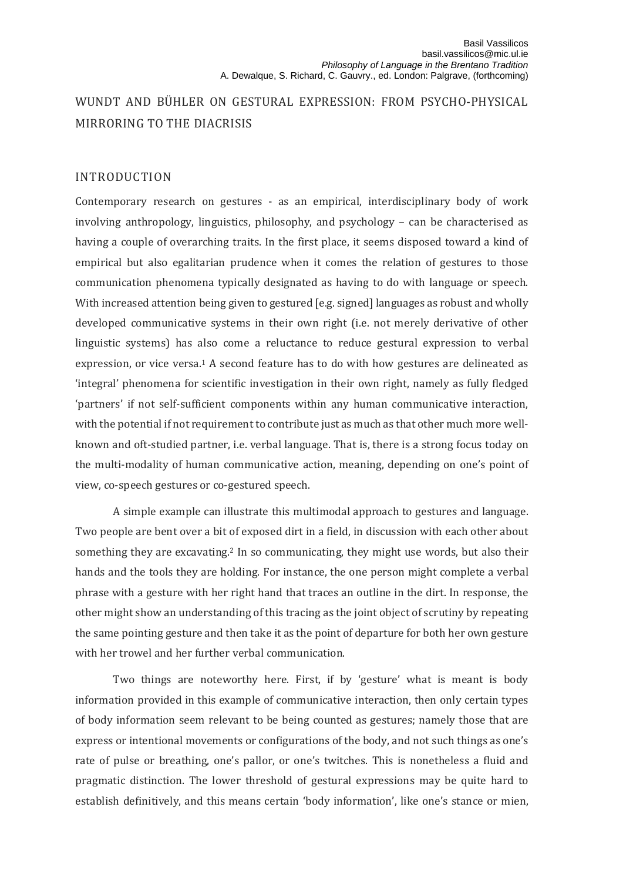Basil Vassilicos
basil.vassilicos@mic.ul.ie
*Philosophy of Language in the Brentano Tradition*
A. Dewalque, S. Richard, C. Gauvry., ed. London: Palgrave, (forthcoming)

# WUNDT AND BÜHLER ON GESTURAL EXPRESSION: FROM PSYCHO-PHYSICAL MIRRORING TO THE DIACRISIS

## INTRODUCTION

Contemporary research on gestures - as an empirical, interdisciplinary body of work involving anthropology, linguistics, philosophy, and psychology – can be characterised as having a couple of overarching traits. In the first place, it seems disposed toward a kind of empirical but also egalitarian prudence when it comes the relation of gestures to those communication phenomena typically designated as having to do with language or speech. With increased attention being given to gestured [e.g. signed] languages as robust and wholly developed communicative systems in their own right (i.e. not merely derivative of other linguistic systems) has also come a reluctance to reduce gestural expression to verbal expression, or vice versa.[1] A second feature has to do with how gestures are delineated as 'integral' phenomena for scientific investigation in their own right, namely as fully fledged 'partners' if not self-sufficient components within any human communicative interaction, with the potential if not requirement to contribute just as much as that other much more well-known and oft-studied partner, i.e. verbal language. That is, there is a strong focus today on the multi-modality of human communicative action, meaning, depending on one's point of view, co-speech gestures or co-gestured speech.

A simple example can illustrate this multimodal approach to gestures and language. Two people are bent over a bit of exposed dirt in a field, in discussion with each other about something they are excavating.[2] In so communicating, they might use words, but also their hands and the tools they are holding. For instance, the one person might complete a verbal phrase with a gesture with her right hand that traces an outline in the dirt. In response, the other might show an understanding of this tracing as the joint object of scrutiny by repeating the same pointing gesture and then take it as the point of departure for both her own gesture with her trowel and her further verbal communication.

Two things are noteworthy here. First, if by 'gesture' what is meant is body information provided in this example of communicative interaction, then only certain types of body information seem relevant to be being counted as gestures; namely those that are express or intentional movements or configurations of the body, and not such things as one's rate of pulse or breathing, one's pallor, or one's twitches. This is nonetheless a fluid and pragmatic distinction. The lower threshold of gestural expressions may be quite hard to establish definitively, and this means certain 'body information', like one's stance or mien,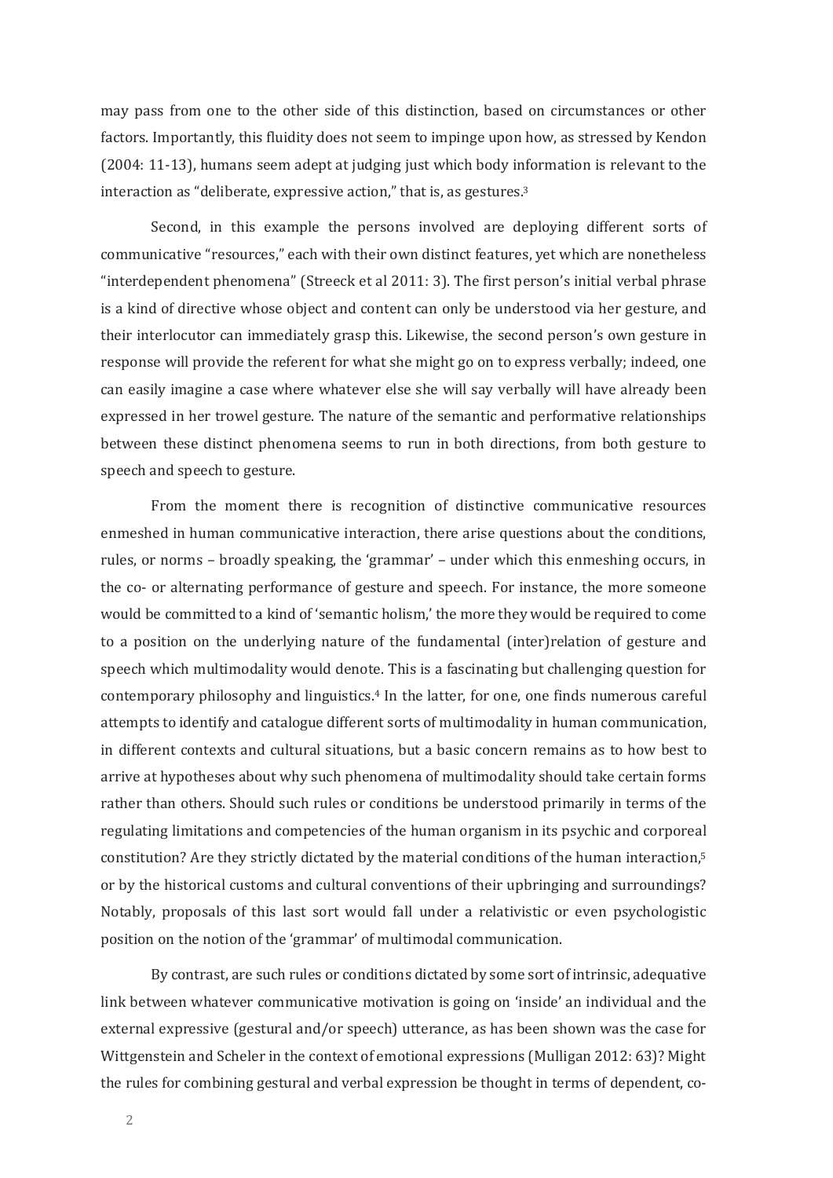may pass from one to the other side of this distinction, based on circumstances or other factors. Importantly, this fluidity does not seem to impinge upon how, as stressed by Kendon (2004: 11-13), humans seem adept at judging just which body information is relevant to the interaction as "deliberate, expressive action," that is, as gestures.[3]

Second, in this example the persons involved are deploying different sorts of communicative "resources," each with their own distinct features, yet which are nonetheless "interdependent phenomena" (Streeck et al 2011: 3). The first person's initial verbal phrase is a kind of directive whose object and content can only be understood via her gesture, and their interlocutor can immediately grasp this. Likewise, the second person's own gesture in response will provide the referent for what she might go on to express verbally; indeed, one can easily imagine a case where whatever else she will say verbally will have already been expressed in her trowel gesture. The nature of the semantic and performative relationships between these distinct phenomena seems to run in both directions, from both gesture to speech and speech to gesture.

From the moment there is recognition of distinctive communicative resources enmeshed in human communicative interaction, there arise questions about the conditions, rules, or norms – broadly speaking, the 'grammar' – under which this enmeshing occurs, in the co- or alternating performance of gesture and speech. For instance, the more someone would be committed to a kind of 'semantic holism,' the more they would be required to come to a position on the underlying nature of the fundamental (inter)relation of gesture and speech which multimodality would denote. This is a fascinating but challenging question for contemporary philosophy and linguistics.[4] In the latter, for one, one finds numerous careful attempts to identify and catalogue different sorts of multimodality in human communication, in different contexts and cultural situations, but a basic concern remains as to how best to arrive at hypotheses about why such phenomena of multimodality should take certain forms rather than others. Should such rules or conditions be understood primarily in terms of the regulating limitations and competencies of the human organism in its psychic and corporeal constitution? Are they strictly dictated by the material conditions of the human interaction,[5] or by the historical customs and cultural conventions of their upbringing and surroundings? Notably, proposals of this last sort would fall under a relativistic or even psychologistic position on the notion of the 'grammar' of multimodal communication.

By contrast, are such rules or conditions dictated by some sort of intrinsic, adequative link between whatever communicative motivation is going on 'inside' an individual and the external expressive (gestural and/or speech) utterance, as has been shown was the case for Wittgenstein and Scheler in the context of emotional expressions (Mulligan 2012: 63)? Might the rules for combining gestural and verbal expression be thought in terms of dependent, co-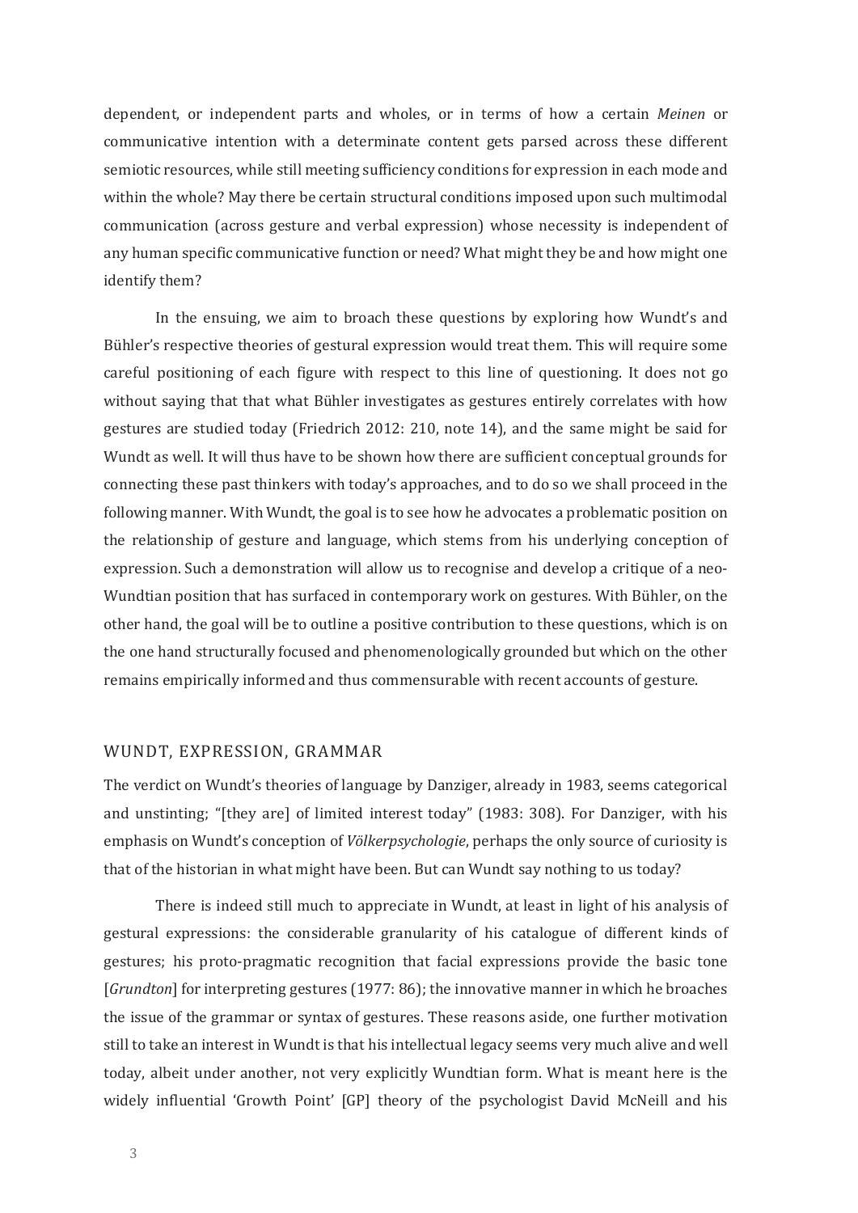dependent, or independent parts and wholes, or in terms of how a certain *Meinen* or communicative intention with a determinate content gets parsed across these different semiotic resources, while still meeting sufficiency conditions for expression in each mode and within the whole? May there be certain structural conditions imposed upon such multimodal communication (across gesture and verbal expression) whose necessity is independent of any human specific communicative function or need? What might they be and how might one identify them?

In the ensuing, we aim to broach these questions by exploring how Wundt's and Bühler's respective theories of gestural expression would treat them. This will require some careful positioning of each figure with respect to this line of questioning. It does not go without saying that that what Bühler investigates as gestures entirely correlates with how gestures are studied today (Friedrich 2012: 210, note 14), and the same might be said for Wundt as well. It will thus have to be shown how there are sufficient conceptual grounds for connecting these past thinkers with today's approaches, and to do so we shall proceed in the following manner. With Wundt, the goal is to see how he advocates a problematic position on the relationship of gesture and language, which stems from his underlying conception of expression. Such a demonstration will allow us to recognise and develop a critique of a neo-Wundtian position that has surfaced in contemporary work on gestures. With Bühler, on the other hand, the goal will be to outline a positive contribution to these questions, which is on the one hand structurally focused and phenomenologically grounded but which on the other remains empirically informed and thus commensurable with recent accounts of gesture.

## WUNDT, EXPRESSION, GRAMMAR

The verdict on Wundt's theories of language by Danziger, already in 1983, seems categorical and unstinting; "[they are] of limited interest today" (1983: 308). For Danziger, with his emphasis on Wundt's conception of *Völkerpsychologie*, perhaps the only source of curiosity is that of the historian in what might have been. But can Wundt say nothing to us today?

There is indeed still much to appreciate in Wundt, at least in light of his analysis of gestural expressions: the considerable granularity of his catalogue of different kinds of gestures; his proto-pragmatic recognition that facial expressions provide the basic tone [*Grundton*] for interpreting gestures (1977: 86); the innovative manner in which he broaches the issue of the grammar or syntax of gestures. These reasons aside, one further motivation still to take an interest in Wundt is that his intellectual legacy seems very much alive and well today, albeit under another, not very explicitly Wundtian form. What is meant here is the widely influential 'Growth Point' [GP] theory of the psychologist David McNeill and his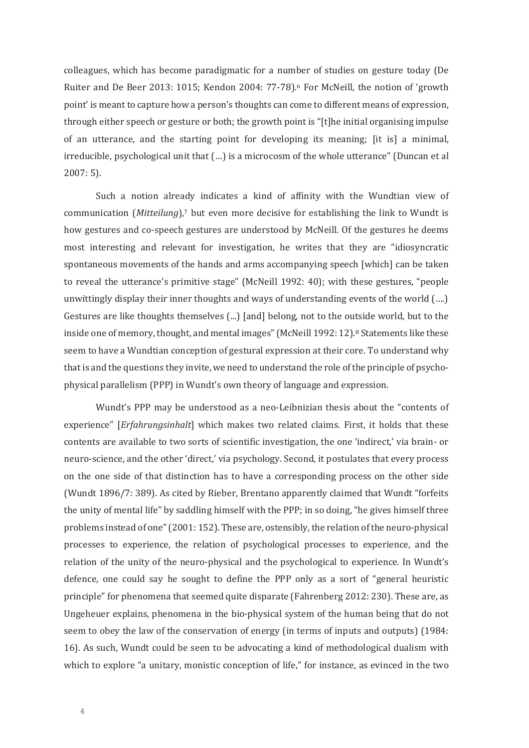colleagues, which has become paradigmatic for a number of studies on gesture today (De Ruiter and De Beer 2013: 1015; Kendon 2004: 77-78).[6] For McNeill, the notion of 'growth point' is meant to capture how a person's thoughts can come to different means of expression, through either speech or gesture or both; the growth point is "[t]he initial organising impulse of an utterance, and the starting point for developing its meaning; [it is] a minimal, irreducible, psychological unit that (…) is a microcosm of the whole utterance" (Duncan et al 2007: 5).

Such a notion already indicates a kind of affinity with the Wundtian view of communication (*Mitteilung*),[7] but even more decisive for establishing the link to Wundt is how gestures and co-speech gestures are understood by McNeill. Of the gestures he deems most interesting and relevant for investigation, he writes that they are "idiosyncratic spontaneous movements of the hands and arms accompanying speech [which] can be taken to reveal the utterance's primitive stage" (McNeill 1992: 40); with these gestures, "people unwittingly display their inner thoughts and ways of understanding events of the world (….) Gestures are like thoughts themselves (...) [and] belong, not to the outside world, but to the inside one of memory, thought, and mental images" (McNeill 1992: 12).[8] Statements like these seem to have a Wundtian conception of gestural expression at their core. To understand why that is and the questions they invite, we need to understand the role of the principle of psycho-physical parallelism (PPP) in Wundt's own theory of language and expression.

Wundt's PPP may be understood as a neo-Leibnizian thesis about the "contents of experience" [*Erfahrungsinhalt*] which makes two related claims. First, it holds that these contents are available to two sorts of scientific investigation, the one 'indirect,' via brain- or neuro-science, and the other 'direct,' via psychology. Second, it postulates that every process on the one side of that distinction has to have a corresponding process on the other side (Wundt 1896/7: 389). As cited by Rieber, Brentano apparently claimed that Wundt "forfeits the unity of mental life" by saddling himself with the PPP; in so doing, "he gives himself three problems instead of one" (2001: 152). These are, ostensibly, the relation of the neuro-physical processes to experience, the relation of psychological processes to experience, and the relation of the unity of the neuro-physical and the psychological to experience. In Wundt's defence, one could say he sought to define the PPP only as a sort of "general heuristic principle" for phenomena that seemed quite disparate (Fahrenberg 2012: 230). These are, as Ungeheuer explains, phenomena in the bio-physical system of the human being that do not seem to obey the law of the conservation of energy (in terms of inputs and outputs) (1984: 16). As such, Wundt could be seen to be advocating a kind of methodological dualism with which to explore "a unitary, monistic conception of life," for instance, as evinced in the two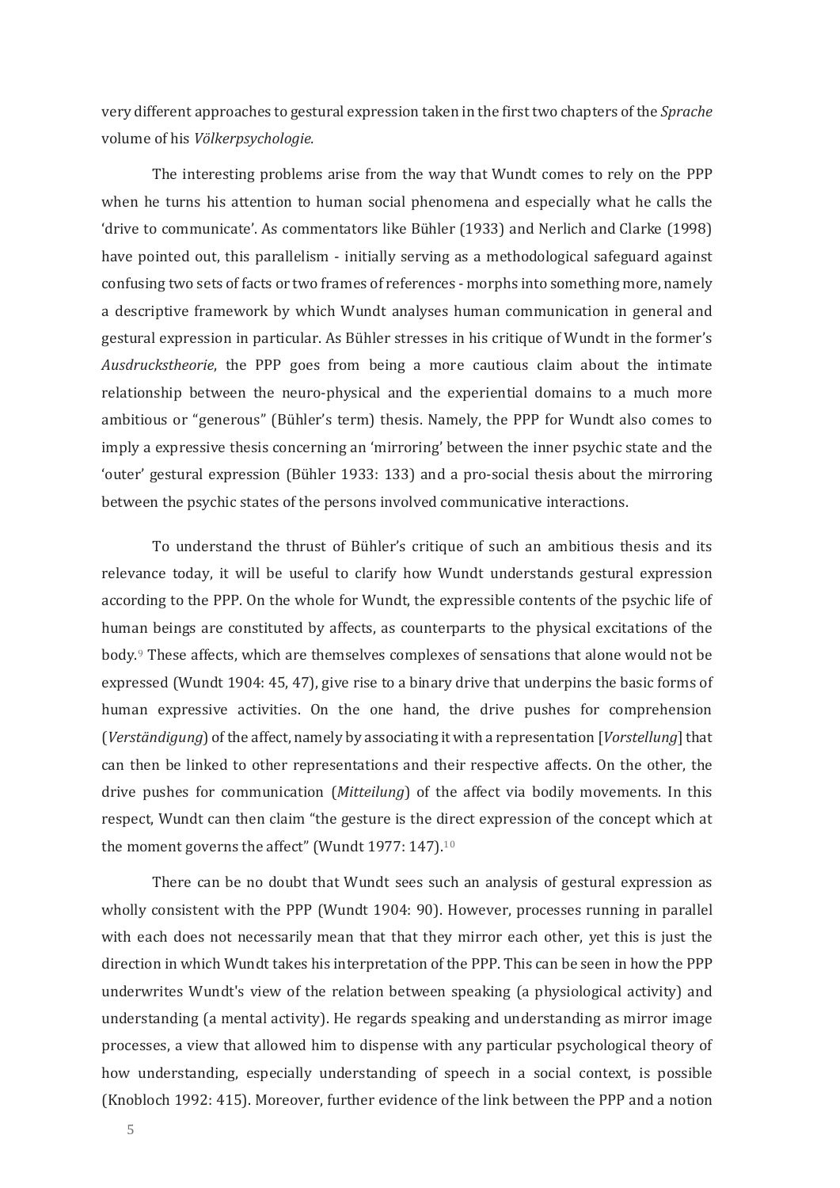very different approaches to gestural expression taken in the first two chapters of the *Sprache* volume of his *Völkerpsychologie.*

The interesting problems arise from the way that Wundt comes to rely on the PPP when he turns his attention to human social phenomena and especially what he calls the 'drive to communicate'. As commentators like Bühler (1933) and Nerlich and Clarke (1998) have pointed out, this parallelism - initially serving as a methodological safeguard against confusing two sets of facts or two frames of references - morphs into something more, namely a descriptive framework by which Wundt analyses human communication in general and gestural expression in particular. As Bühler stresses in his critique of Wundt in the former's *Ausdruckstheorie*, the PPP goes from being a more cautious claim about the intimate relationship between the neuro-physical and the experiential domains to a much more ambitious or "generous" (Bühler's term) thesis. Namely, the PPP for Wundt also comes to imply a expressive thesis concerning an 'mirroring' between the inner psychic state and the 'outer' gestural expression (Bühler 1933: 133) and a pro-social thesis about the mirroring between the psychic states of the persons involved communicative interactions.

To understand the thrust of Bühler's critique of such an ambitious thesis and its relevance today, it will be useful to clarify how Wundt understands gestural expression according to the PPP. On the whole for Wundt, the expressible contents of the psychic life of human beings are constituted by affects, as counterparts to the physical excitations of the body.[9] These affects, which are themselves complexes of sensations that alone would not be expressed (Wundt 1904: 45, 47), give rise to a binary drive that underpins the basic forms of human expressive activities. On the one hand, the drive pushes for comprehension (*Verständigung*) of the affect, namely by associating it with a representation [*Vorstellung*] that can then be linked to other representations and their respective affects. On the other, the drive pushes for communication (*Mitteilung*) of the affect via bodily movements. In this respect, Wundt can then claim "the gesture is the direct expression of the concept which at the moment governs the affect" (Wundt 1977: 147).[10]

There can be no doubt that Wundt sees such an analysis of gestural expression as wholly consistent with the PPP (Wundt 1904: 90). However, processes running in parallel with each does not necessarily mean that that they mirror each other, yet this is just the direction in which Wundt takes his interpretation of the PPP. This can be seen in how the PPP underwrites Wundt's view of the relation between speaking (a physiological activity) and understanding (a mental activity). He regards speaking and understanding as mirror image processes, a view that allowed him to dispense with any particular psychological theory of how understanding, especially understanding of speech in a social context, is possible (Knobloch 1992: 415). Moreover, further evidence of the link between the PPP and a notion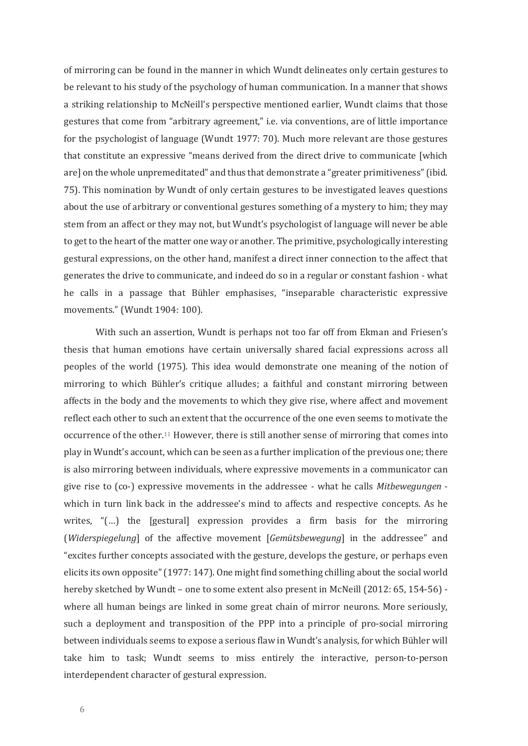of mirroring can be found in the manner in which Wundt delineates only certain gestures to be relevant to his study of the psychology of human communication. In a manner that shows a striking relationship to McNeill's perspective mentioned earlier, Wundt claims that those gestures that come from "arbitrary agreement," i.e. via conventions, are of little importance for the psychologist of language (Wundt 1977: 70). Much more relevant are those gestures that constitute an expressive "means derived from the direct drive to communicate [which are] on the whole unpremeditated" and thus that demonstrate a "greater primitiveness" (ibid. 75). This nomination by Wundt of only certain gestures to be investigated leaves questions about the use of arbitrary or conventional gestures something of a mystery to him; they may stem from an affect or they may not, but Wundt's psychologist of language will never be able to get to the heart of the matter one way or another. The primitive, psychologically interesting gestural expressions, on the other hand, manifest a direct inner connection to the affect that generates the drive to communicate, and indeed do so in a regular or constant fashion - what he calls in a passage that Bühler emphasises, "inseparable characteristic expressive movements." (Wundt 1904: 100).

With such an assertion, Wundt is perhaps not too far off from Ekman and Friesen's thesis that human emotions have certain universally shared facial expressions across all peoples of the world (1975). This idea would demonstrate one meaning of the notion of mirroring to which Bühler's critique alludes; a faithful and constant mirroring between affects in the body and the movements to which they give rise, where affect and movement reflect each other to such an extent that the occurrence of the one even seems to motivate the occurrence of the other.[11] However, there is still another sense of mirroring that comes into play in Wundt's account, which can be seen as a further implication of the previous one; there is also mirroring between individuals, where expressive movements in a communicator can give rise to (co-) expressive movements in the addressee - what he calls *Mitbewegungen* - which in turn link back in the addressee's mind to affects and respective concepts. As he writes, "(…) the [gestural] expression provides a firm basis for the mirroring (*Widerspiegelung*) of the affective movement [*Gemütsbewegung*] in the addressee" and "excites further concepts associated with the gesture, develops the gesture, or perhaps even elicits its own opposite" (1977: 147). One might find something chilling about the social world hereby sketched by Wundt – one to some extent also present in McNeill (2012: 65, 154-56) - where all human beings are linked in some great chain of mirror neurons. More seriously, such a deployment and transposition of the PPP into a principle of pro-social mirroring between individuals seems to expose a serious flaw in Wundt's analysis, for which Bühler will take him to task; Wundt seems to miss entirely the interactive, person-to-person interdependent character of gestural expression.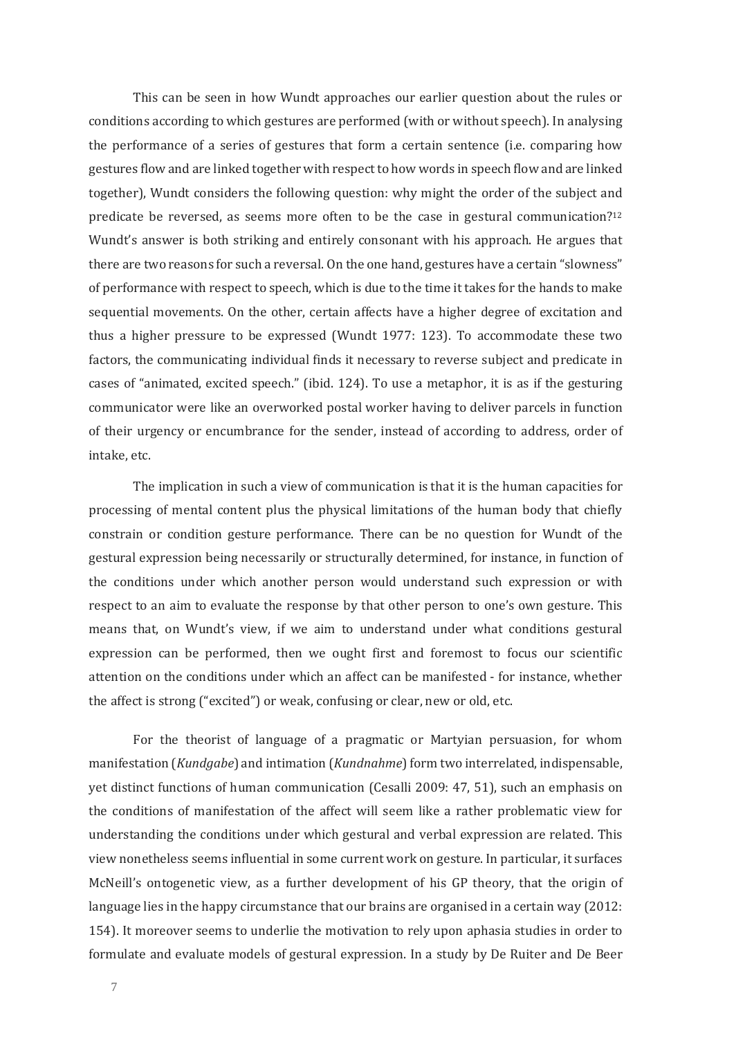This can be seen in how Wundt approaches our earlier question about the rules or conditions according to which gestures are performed (with or without speech). In analysing the performance of a series of gestures that form a certain sentence (i.e. comparing how gestures flow and are linked together with respect to how words in speech flow and are linked together), Wundt considers the following question: why might the order of the subject and predicate be reversed, as seems more often to be the case in gestural communication?[12] Wundt's answer is both striking and entirely consonant with his approach. He argues that there are two reasons for such a reversal. On the one hand, gestures have a certain "slowness" of performance with respect to speech, which is due to the time it takes for the hands to make sequential movements. On the other, certain affects have a higher degree of excitation and thus a higher pressure to be expressed (Wundt 1977: 123). To accommodate these two factors, the communicating individual finds it necessary to reverse subject and predicate in cases of "animated, excited speech." (ibid. 124). To use a metaphor, it is as if the gesturing communicator were like an overworked postal worker having to deliver parcels in function of their urgency or encumbrance for the sender, instead of according to address, order of intake, etc.

The implication in such a view of communication is that it is the human capacities for processing of mental content plus the physical limitations of the human body that chiefly constrain or condition gesture performance. There can be no question for Wundt of the gestural expression being necessarily or structurally determined, for instance, in function of the conditions under which another person would understand such expression or with respect to an aim to evaluate the response by that other person to one's own gesture. This means that, on Wundt's view, if we aim to understand under what conditions gestural expression can be performed, then we ought first and foremost to focus our scientific attention on the conditions under which an affect can be manifested - for instance, whether the affect is strong ("excited") or weak, confusing or clear, new or old, etc.

For the theorist of language of a pragmatic or Martyian persuasion, for whom manifestation (*Kundgabe*) and intimation (*Kundnahme*) form two interrelated, indispensable, yet distinct functions of human communication (Cesalli 2009: 47, 51), such an emphasis on the conditions of manifestation of the affect will seem like a rather problematic view for understanding the conditions under which gestural and verbal expression are related. This view nonetheless seems influential in some current work on gesture. In particular, it surfaces McNeill's ontogenetic view, as a further development of his GP theory, that the origin of language lies in the happy circumstance that our brains are organised in a certain way (2012: 154). It moreover seems to underlie the motivation to rely upon aphasia studies in order to formulate and evaluate models of gestural expression. In a study by De Ruiter and De Beer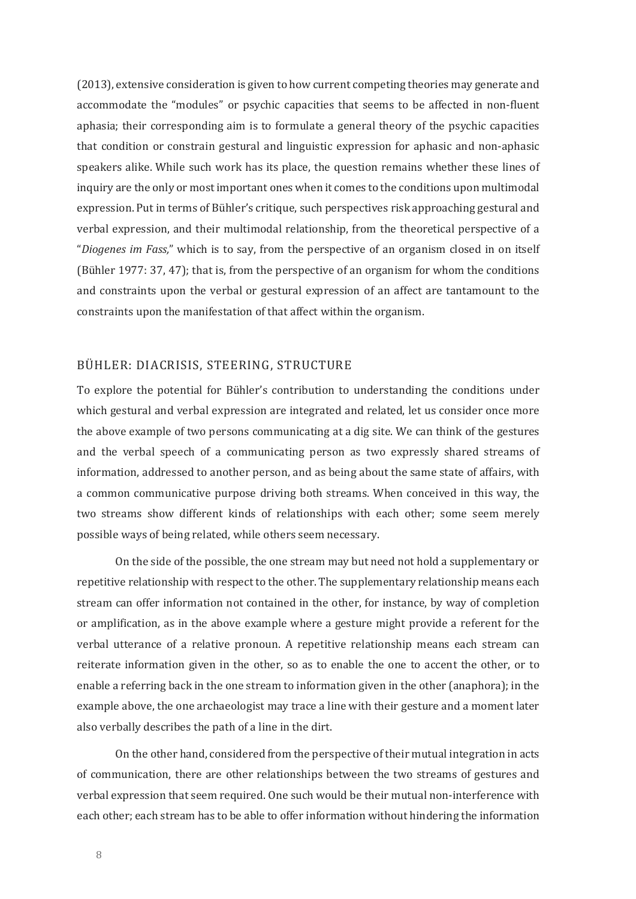(2013), extensive consideration is given to how current competing theories may generate and accommodate the "modules" or psychic capacities that seems to be affected in non-fluent aphasia; their corresponding aim is to formulate a general theory of the psychic capacities that condition or constrain gestural and linguistic expression for aphasic and non-aphasic speakers alike. While such work has its place, the question remains whether these lines of inquiry are the only or most important ones when it comes to the conditions upon multimodal expression. Put in terms of Bühler's critique, such perspectives risk approaching gestural and verbal expression, and their multimodal relationship, from the theoretical perspective of a "*Diogenes im Fass*," which is to say, from the perspective of an organism closed in on itself (Bühler 1977: 37, 47); that is, from the perspective of an organism for whom the conditions and constraints upon the verbal or gestural expression of an affect are tantamount to the constraints upon the manifestation of that affect within the organism.

## BÜHLER: DIACRISIS, STEERING, STRUCTURE

To explore the potential for Bühler's contribution to understanding the conditions under which gestural and verbal expression are integrated and related, let us consider once more the above example of two persons communicating at a dig site. We can think of the gestures and the verbal speech of a communicating person as two expressly shared streams of information, addressed to another person, and as being about the same state of affairs, with a common communicative purpose driving both streams. When conceived in this way, the two streams show different kinds of relationships with each other; some seem merely possible ways of being related, while others seem necessary.

On the side of the possible, the one stream may but need not hold a supplementary or repetitive relationship with respect to the other. The supplementary relationship means each stream can offer information not contained in the other, for instance, by way of completion or amplification, as in the above example where a gesture might provide a referent for the verbal utterance of a relative pronoun. A repetitive relationship means each stream can reiterate information given in the other, so as to enable the one to accent the other, or to enable a referring back in the one stream to information given in the other (anaphora); in the example above, the one archaeologist may trace a line with their gesture and a moment later also verbally describes the path of a line in the dirt.

On the other hand, considered from the perspective of their mutual integration in acts of communication, there are other relationships between the two streams of gestures and verbal expression that seem required. One such would be their mutual non-interference with each other; each stream has to be able to offer information without hindering the information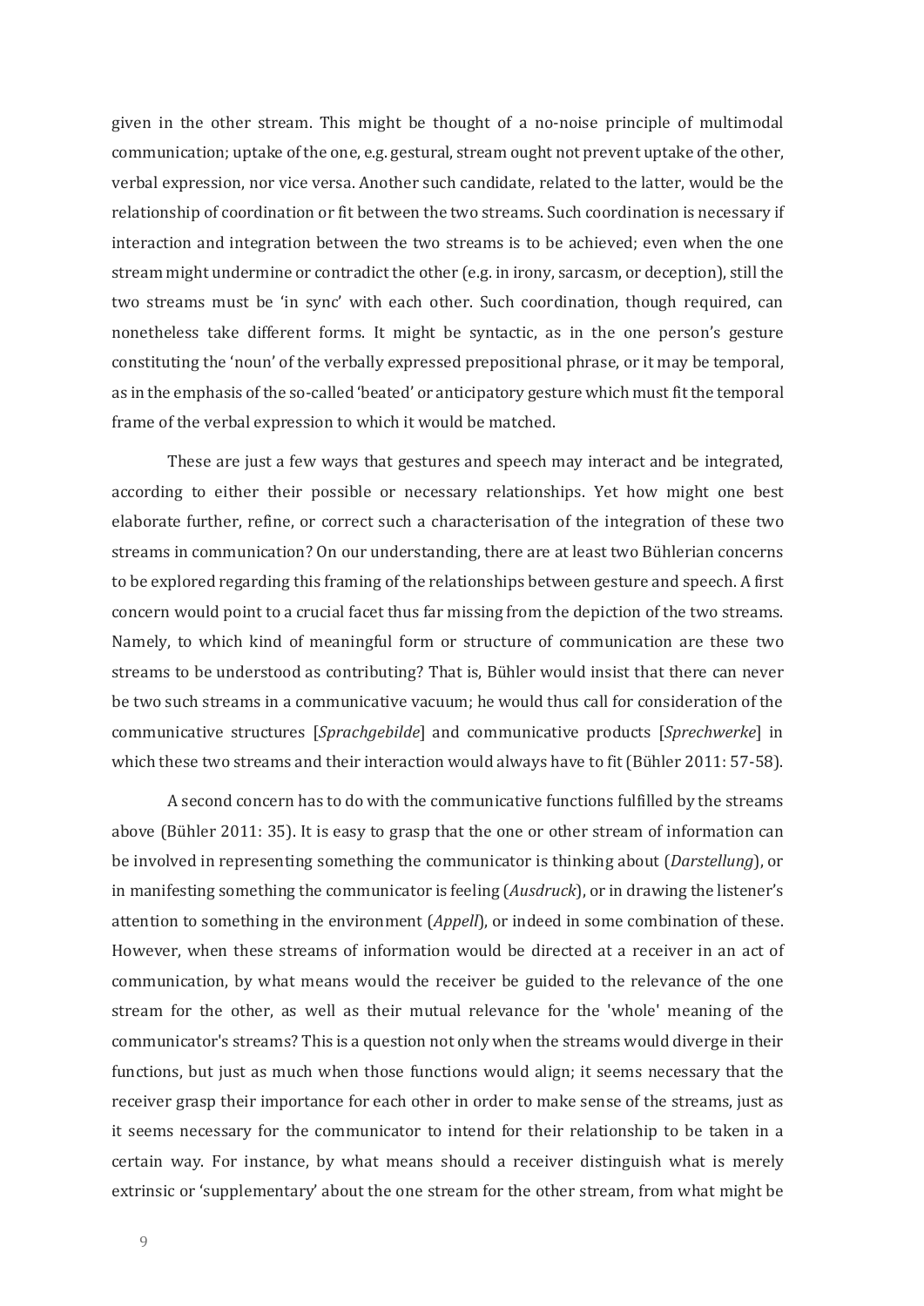given in the other stream. This might be thought of a no-noise principle of multimodal communication; uptake of the one, e.g. gestural, stream ought not prevent uptake of the other, verbal expression, nor vice versa. Another such candidate, related to the latter, would be the relationship of coordination or fit between the two streams. Such coordination is necessary if interaction and integration between the two streams is to be achieved; even when the one stream might undermine or contradict the other (e.g. in irony, sarcasm, or deception), still the two streams must be 'in sync' with each other. Such coordination, though required, can nonetheless take different forms. It might be syntactic, as in the one person's gesture constituting the 'noun' of the verbally expressed prepositional phrase, or it may be temporal, as in the emphasis of the so-called 'beated' or anticipatory gesture which must fit the temporal frame of the verbal expression to which it would be matched.

These are just a few ways that gestures and speech may interact and be integrated, according to either their possible or necessary relationships. Yet how might one best elaborate further, refine, or correct such a characterisation of the integration of these two streams in communication? On our understanding, there are at least two Bühlerian concerns to be explored regarding this framing of the relationships between gesture and speech. A first concern would point to a crucial facet thus far missing from the depiction of the two streams. Namely, to which kind of meaningful form or structure of communication are these two streams to be understood as contributing? That is, Bühler would insist that there can never be two such streams in a communicative vacuum; he would thus call for consideration of the communicative structures [*Sprachgebilde*] and communicative products [*Sprechwerke*] in which these two streams and their interaction would always have to fit (Bühler 2011: 57-58).

A second concern has to do with the communicative functions fulfilled by the streams above (Bühler 2011: 35). It is easy to grasp that the one or other stream of information can be involved in representing something the communicator is thinking about (*Darstellung*), or in manifesting something the communicator is feeling (*Ausdruck*), or in drawing the listener's attention to something in the environment (*Appell*), or indeed in some combination of these. However, when these streams of information would be directed at a receiver in an act of communication, by what means would the receiver be guided to the relevance of the one stream for the other, as well as their mutual relevance for the 'whole' meaning of the communicator's streams? This is a question not only when the streams would diverge in their functions, but just as much when those functions would align; it seems necessary that the receiver grasp their importance for each other in order to make sense of the streams, just as it seems necessary for the communicator to intend for their relationship to be taken in a certain way. For instance, by what means should a receiver distinguish what is merely extrinsic or 'supplementary' about the one stream for the other stream, from what might be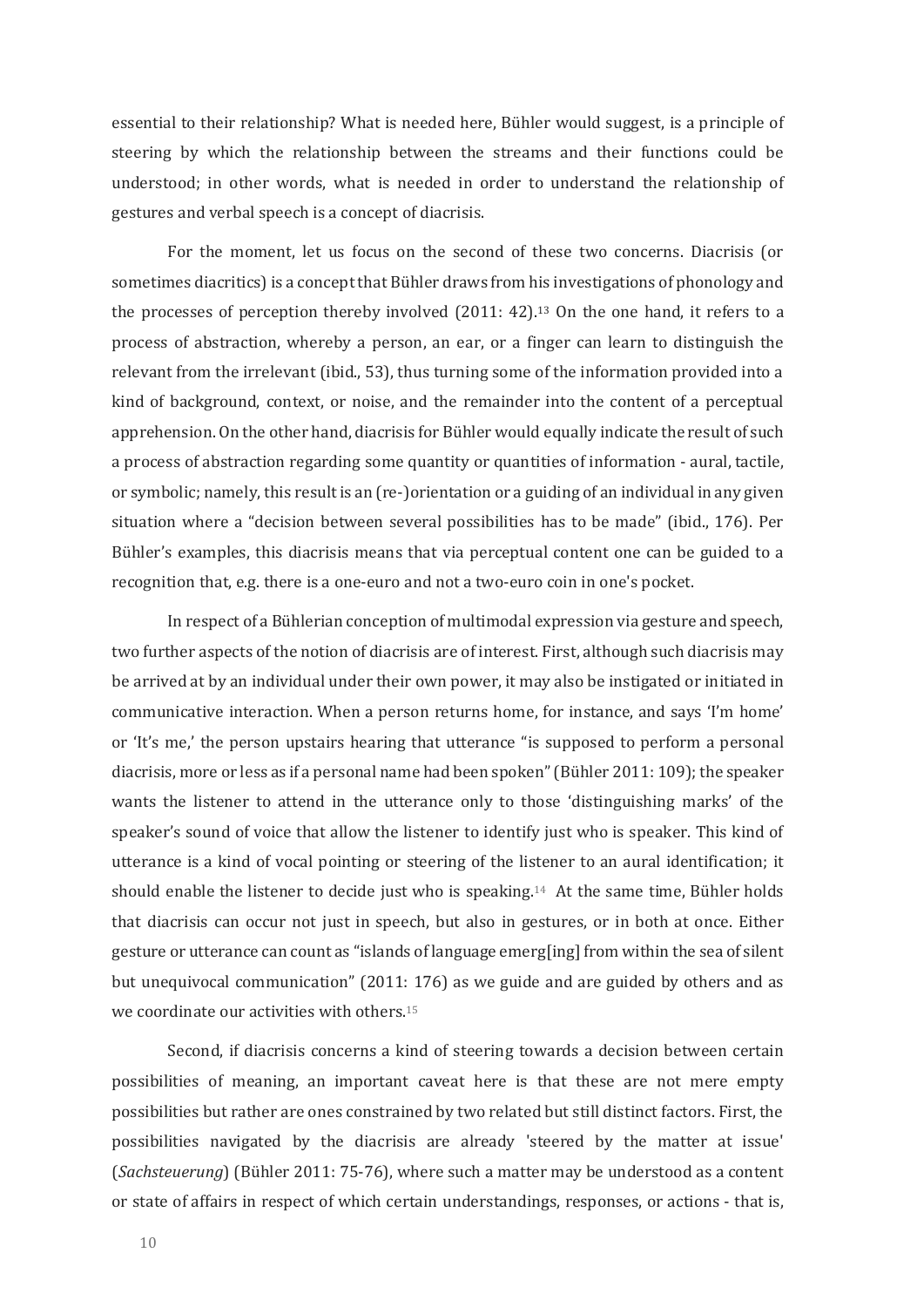essential to their relationship? What is needed here, Bühler would suggest, is a principle of steering by which the relationship between the streams and their functions could be understood; in other words, what is needed in order to understand the relationship of gestures and verbal speech is a concept of diacrisis.

For the moment, let us focus on the second of these two concerns. Diacrisis (or sometimes diacritics) is a concept that Bühler draws from his investigations of phonology and the processes of perception thereby involved (2011: 42).[13] On the one hand, it refers to a process of abstraction, whereby a person, an ear, or a finger can learn to distinguish the relevant from the irrelevant (ibid., 53), thus turning some of the information provided into a kind of background, context, or noise, and the remainder into the content of a perceptual apprehension. On the other hand, diacrisis for Bühler would equally indicate the result of such a process of abstraction regarding some quantity or quantities of information - aural, tactile, or symbolic; namely, this result is an (re-)orientation or a guiding of an individual in any given situation where a "decision between several possibilities has to be made" (ibid., 176). Per Bühler's examples, this diacrisis means that via perceptual content one can be guided to a recognition that, e.g. there is a one-euro and not a two-euro coin in one's pocket.

In respect of a Bühlerian conception of multimodal expression via gesture and speech, two further aspects of the notion of diacrisis are of interest. First, although such diacrisis may be arrived at by an individual under their own power, it may also be instigated or initiated in communicative interaction. When a person returns home, for instance, and says 'I'm home' or 'It's me,' the person upstairs hearing that utterance "is supposed to perform a personal diacrisis, more or less as if a personal name had been spoken" (Bühler 2011: 109); the speaker wants the listener to attend in the utterance only to those 'distinguishing marks' of the speaker's sound of voice that allow the listener to identify just who is speaker. This kind of utterance is a kind of vocal pointing or steering of the listener to an aural identification; it should enable the listener to decide just who is speaking.[14] At the same time, Bühler holds that diacrisis can occur not just in speech, but also in gestures, or in both at once. Either gesture or utterance can count as "islands of language emerg[ing] from within the sea of silent but unequivocal communication" (2011: 176) as we guide and are guided by others and as we coordinate our activities with others.[15]

Second, if diacrisis concerns a kind of steering towards a decision between certain possibilities of meaning, an important caveat here is that these are not mere empty possibilities but rather are ones constrained by two related but still distinct factors. First, the possibilities navigated by the diacrisis are already 'steered by the matter at issue' (*Sachsteuerung*) (Bühler 2011: 75-76), where such a matter may be understood as a content or state of affairs in respect of which certain understandings, responses, or actions - that is,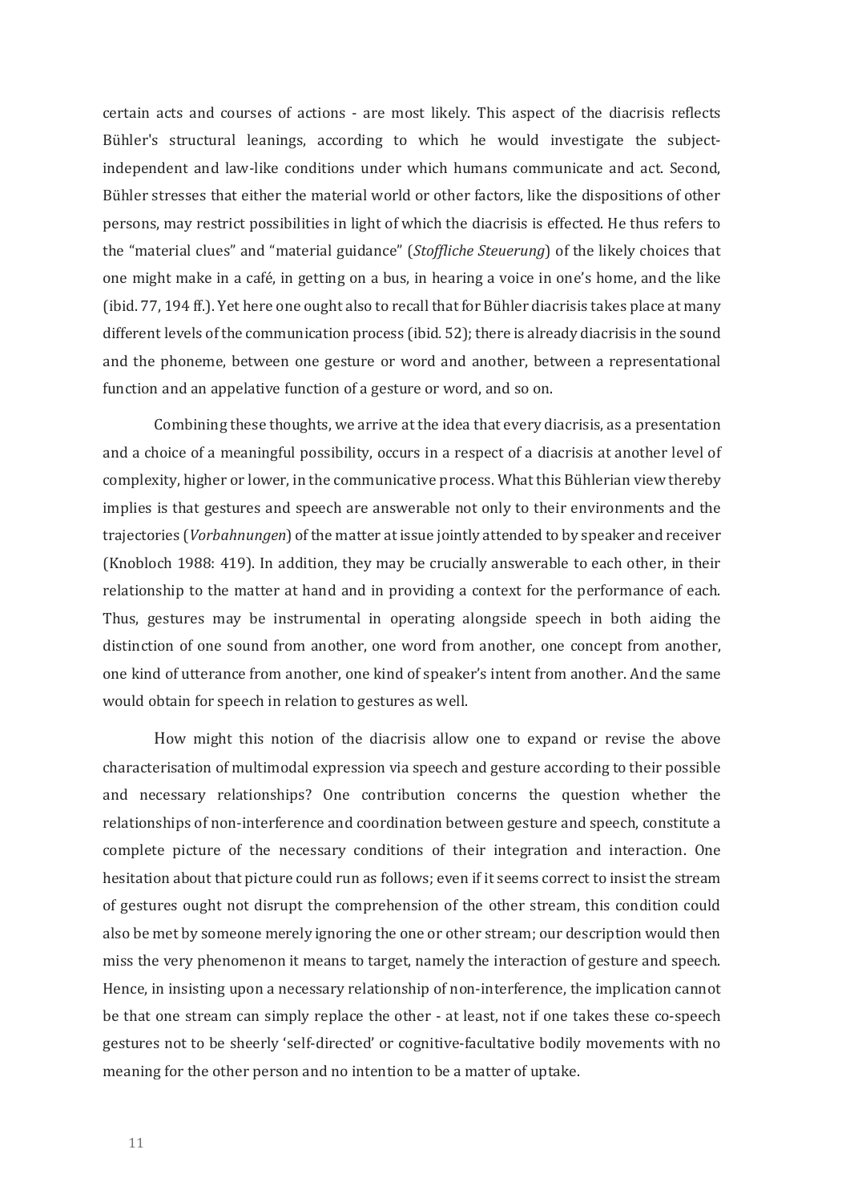certain acts and courses of actions - are most likely. This aspect of the diacrisis reflects Bühler's structural leanings, according to which he would investigate the subject-independent and law-like conditions under which humans communicate and act. Second, Bühler stresses that either the material world or other factors, like the dispositions of other persons, may restrict possibilities in light of which the diacrisis is effected. He thus refers to the "material clues" and "material guidance" (*Stoffliche Steuerung*) of the likely choices that one might make in a café, in getting on a bus, in hearing a voice in one's home, and the like (ibid. 77, 194 ff.). Yet here one ought also to recall that for Bühler diacrisis takes place at many different levels of the communication process (ibid. 52); there is already diacrisis in the sound and the phoneme, between one gesture or word and another, between a representational function and an appelative function of a gesture or word, and so on.

Combining these thoughts, we arrive at the idea that every diacrisis, as a presentation and a choice of a meaningful possibility, occurs in a respect of a diacrisis at another level of complexity, higher or lower, in the communicative process. What this Bühlerian view thereby implies is that gestures and speech are answerable not only to their environments and the trajectories (*Vorbahnungen*) of the matter at issue jointly attended to by speaker and receiver (Knobloch 1988: 419). In addition, they may be crucially answerable to each other, in their relationship to the matter at hand and in providing a context for the performance of each. Thus, gestures may be instrumental in operating alongside speech in both aiding the distinction of one sound from another, one word from another, one concept from another, one kind of utterance from another, one kind of speaker's intent from another. And the same would obtain for speech in relation to gestures as well.

How might this notion of the diacrisis allow one to expand or revise the above characterisation of multimodal expression via speech and gesture according to their possible and necessary relationships? One contribution concerns the question whether the relationships of non-interference and coordination between gesture and speech, constitute a complete picture of the necessary conditions of their integration and interaction. One hesitation about that picture could run as follows; even if it seems correct to insist the stream of gestures ought not disrupt the comprehension of the other stream, this condition could also be met by someone merely ignoring the one or other stream; our description would then miss the very phenomenon it means to target, namely the interaction of gesture and speech. Hence, in insisting upon a necessary relationship of non-interference, the implication cannot be that one stream can simply replace the other - at least, not if one takes these co-speech gestures not to be sheerly 'self-directed' or cognitive-facultative bodily movements with no meaning for the other person and no intention to be a matter of uptake.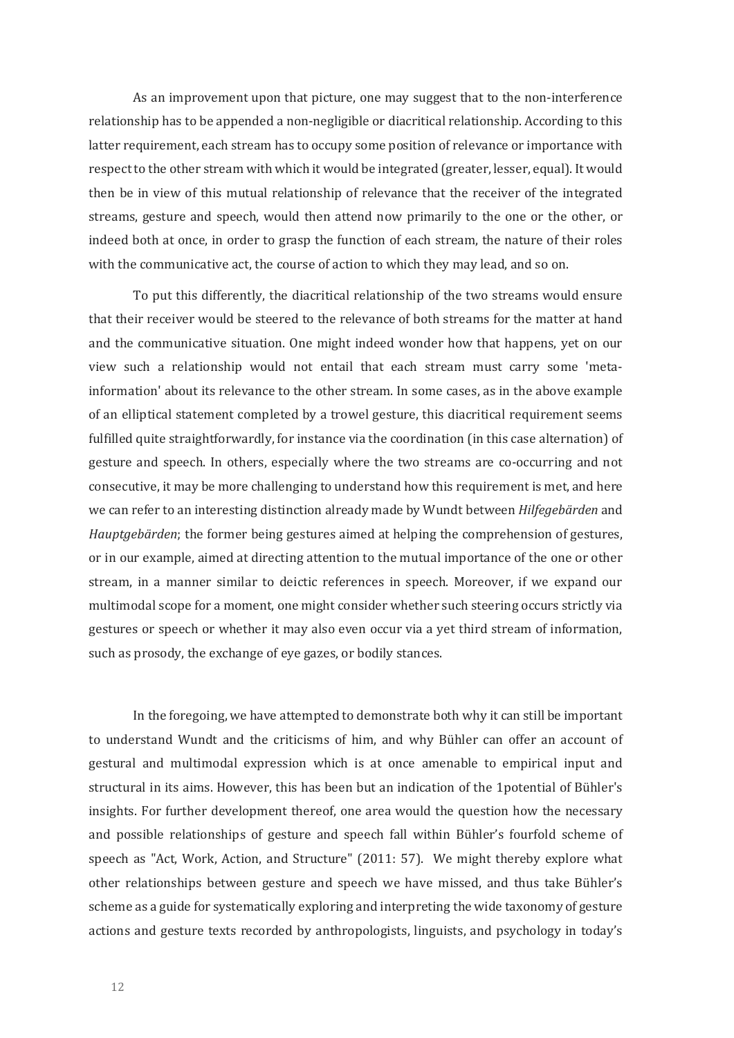As an improvement upon that picture, one may suggest that to the non-interference relationship has to be appended a non-negligible or diacritical relationship. According to this latter requirement, each stream has to occupy some position of relevance or importance with respect to the other stream with which it would be integrated (greater, lesser, equal). It would then be in view of this mutual relationship of relevance that the receiver of the integrated streams, gesture and speech, would then attend now primarily to the one or the other, or indeed both at once, in order to grasp the function of each stream, the nature of their roles with the communicative act, the course of action to which they may lead, and so on.

To put this differently, the diacritical relationship of the two streams would ensure that their receiver would be steered to the relevance of both streams for the matter at hand and the communicative situation. One might indeed wonder how that happens, yet on our view such a relationship would not entail that each stream must carry some 'meta-information' about its relevance to the other stream. In some cases, as in the above example of an elliptical statement completed by a trowel gesture, this diacritical requirement seems fulfilled quite straightforwardly, for instance via the coordination (in this case alternation) of gesture and speech. In others, especially where the two streams are co-occurring and not consecutive, it may be more challenging to understand how this requirement is met, and here we can refer to an interesting distinction already made by Wundt between *Hilfegebärden* and *Hauptgebärden*; the former being gestures aimed at helping the comprehension of gestures, or in our example, aimed at directing attention to the mutual importance of the one or other stream, in a manner similar to deictic references in speech. Moreover, if we expand our multimodal scope for a moment, one might consider whether such steering occurs strictly via gestures or speech or whether it may also even occur via a yet third stream of information, such as prosody, the exchange of eye gazes, or bodily stances.

In the foregoing, we have attempted to demonstrate both why it can still be important to understand Wundt and the criticisms of him, and why Bühler can offer an account of gestural and multimodal expression which is at once amenable to empirical input and structural in its aims. However, this has been but an indication of the 1potential of Bühler's insights. For further development thereof, one area would the question how the necessary and possible relationships of gesture and speech fall within Bühler's fourfold scheme of speech as "Act, Work, Action, and Structure" (2011: 57). We might thereby explore what other relationships between gesture and speech we have missed, and thus take Bühler's scheme as a guide for systematically exploring and interpreting the wide taxonomy of gesture actions and gesture texts recorded by anthropologists, linguists, and psychology in today's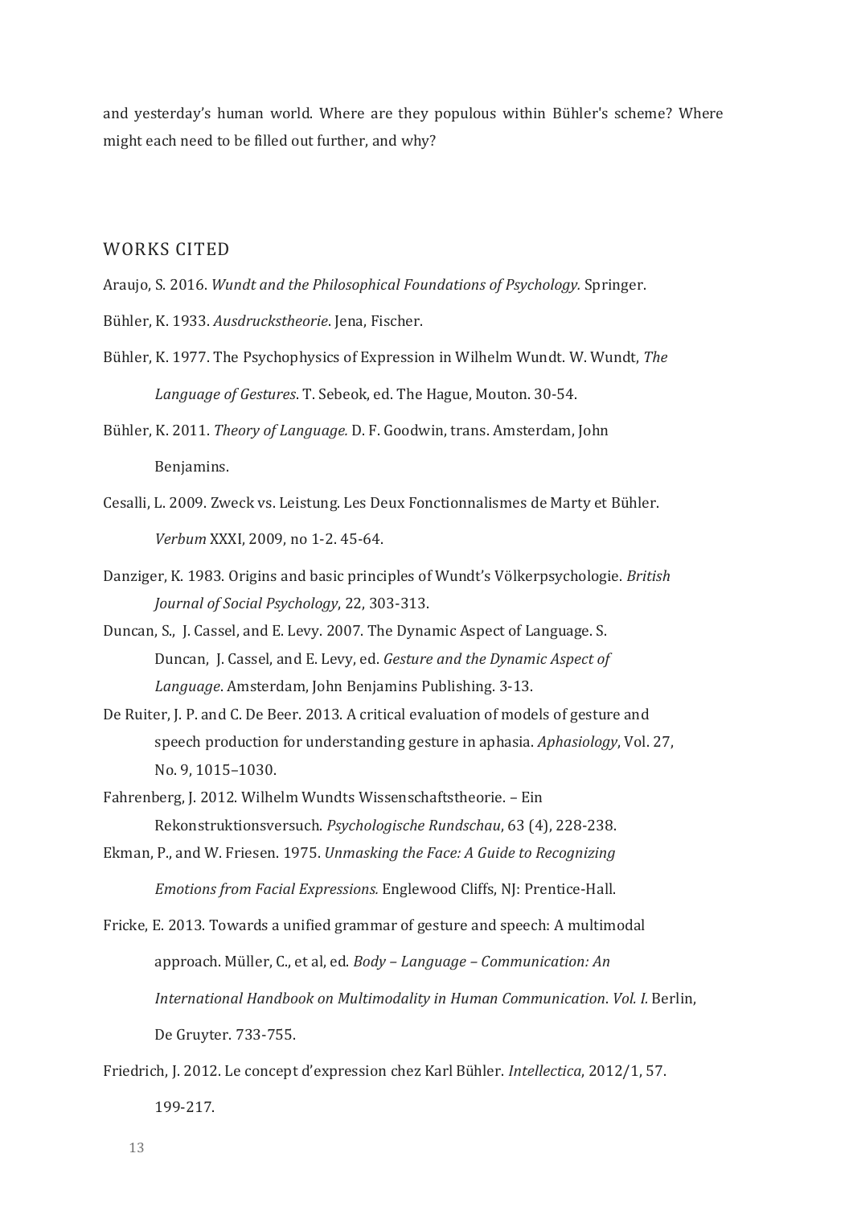and yesterday's human world. Where are they populous within Bühler's scheme? Where might each need to be filled out further, and why?

## WORKS CITED

Araujo, S. 2016. *Wundt and the Philosophical Foundations of Psychology.* Springer.

Bühler, K. 1933. *Ausdruckstheorie*. Jena, Fischer.

Bühler, K. 1977. The Psychophysics of Expression in Wilhelm Wundt. W. Wundt, *The Language of Gestures*. T. Sebeok, ed. The Hague, Mouton. 30-54.

Bühler, K. 2011. *Theory of Language.* D. F. Goodwin, trans. Amsterdam, John Benjamins.

Cesalli, L. 2009. Zweck vs. Leistung. Les Deux Fonctionnalismes de Marty et Bühler. *Verbum* XXXI, 2009, no 1-2. 45-64.

Danziger, K. 1983. Origins and basic principles of Wundt's Völkerpsychologie. *British Journal of Social Psychology*, 22, 303-313.

Duncan, S., J. Cassel, and E. Levy. 2007. The Dynamic Aspect of Language. S. Duncan, J. Cassel, and E. Levy, ed. *Gesture and the Dynamic Aspect of Language*. Amsterdam, John Benjamins Publishing. 3-13.

De Ruiter, J. P. and C. De Beer. 2013. A critical evaluation of models of gesture and speech production for understanding gesture in aphasia. *Aphasiology*, Vol. 27, No. 9, 1015–1030.

Fahrenberg, J. 2012. Wilhelm Wundts Wissenschaftstheorie. – Ein Rekonstruktionsversuch. *Psychologische Rundschau*, 63 (4), 228-238.

Ekman, P., and W. Friesen. 1975. *Unmasking the Face: A Guide to Recognizing Emotions from Facial Expressions.* Englewood Cliffs, NJ: Prentice-Hall.

Fricke, E. 2013. Towards a unified grammar of gesture and speech: A multimodal approach. Müller, C., et al, ed. *Body – Language – Communication: An International Handbook on Multimodality in Human Communication. Vol. I.* Berlin, De Gruyter. 733-755.

Friedrich, J. 2012. Le concept d'expression chez Karl Bühler. *Intellectica*, 2012/1, 57. 199-217.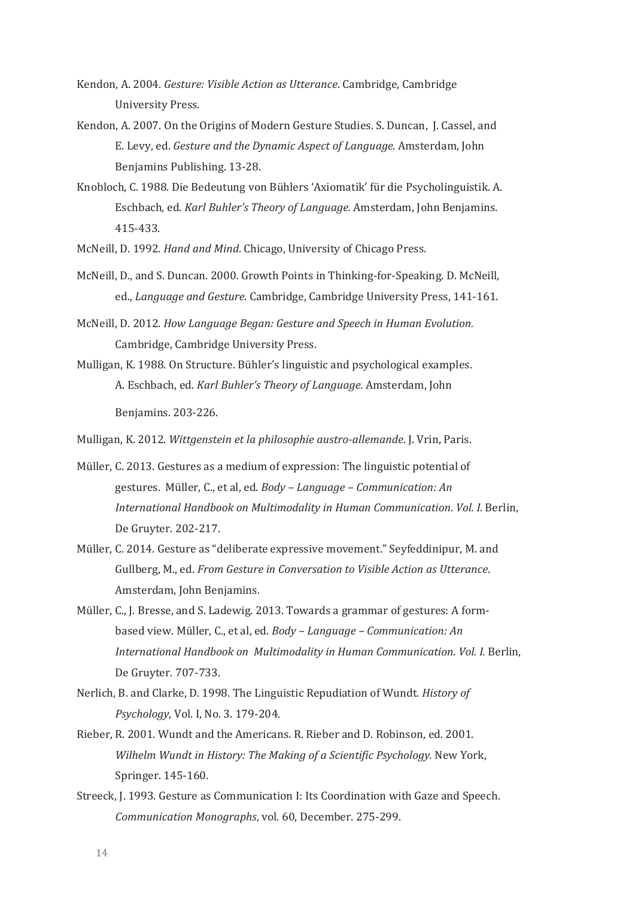Kendon, A. 2004. *Gesture: Visible Action as Utterance*. Cambridge, Cambridge University Press.

Kendon, A. 2007. On the Origins of Modern Gesture Studies. S. Duncan, J. Cassel, and E. Levy, ed. *Gesture and the Dynamic Aspect of Language*. Amsterdam, John Benjamins Publishing. 13-28.

Knobloch, C. 1988. Die Bedeutung von Bühlers 'Axiomatik' für die Psycholinguistik. A. Eschbach, ed. *Karl Buhler's Theory of Language.* Amsterdam, John Benjamins. 415-433.

McNeill, D. 1992. *Hand and Mind*. Chicago, University of Chicago Press.

McNeill, D., and S. Duncan. 2000. Growth Points in Thinking-for-Speaking. D. McNeill, ed., *Language and Gesture*. Cambridge, Cambridge University Press, 141-161.

McNeill, D. 2012. *How Language Began: Gesture and Speech in Human Evolution*. Cambridge, Cambridge University Press.

Mulligan, K. 1988. On Structure. Bühler's linguistic and psychological examples. A. Eschbach, ed. *Karl Buhler's Theory of Language.* Amsterdam, John Benjamins. 203-226.

Mulligan, K. 2012. *Wittgenstein et la philosophie austro-allemande*. J. Vrin, Paris.

Müller, C. 2013. Gestures as a medium of expression: The linguistic potential of gestures. Müller, C., et al, ed. *Body – Language – Communication: An International Handbook on Multimodality in Human Communication*. *Vol. I.* Berlin, De Gruyter. 202-217.

Müller, C. 2014. Gesture as "deliberate expressive movement." Seyfeddinipur, M. and Gullberg, M., ed. *From Gesture in Conversation to Visible Action as Utterance*. Amsterdam, John Benjamins.

Müller, C., J. Bresse, and S. Ladewig. 2013. Towards a grammar of gestures: A form-based view. Müller, C., et al, ed. *Body – Language – Communication: An International Handbook on Multimodality in Human Communication*. *Vol. I.* Berlin, De Gruyter. 707-733.

Nerlich, B. and Clarke, D. 1998. The Linguistic Repudiation of Wundt. *History of Psychology*, Vol. I, No. 3. 179-204.

Rieber, R. 2001. Wundt and the Americans. R. Rieber and D. Robinson, ed. 2001. *Wilhelm Wundt in History: The Making of a Scientific Psychology.* New York, Springer. 145-160.

Streeck, J. 1993. Gesture as Communication I: Its Coordination with Gaze and Speech. *Communication Monographs*, vol. 60, December. 275-299.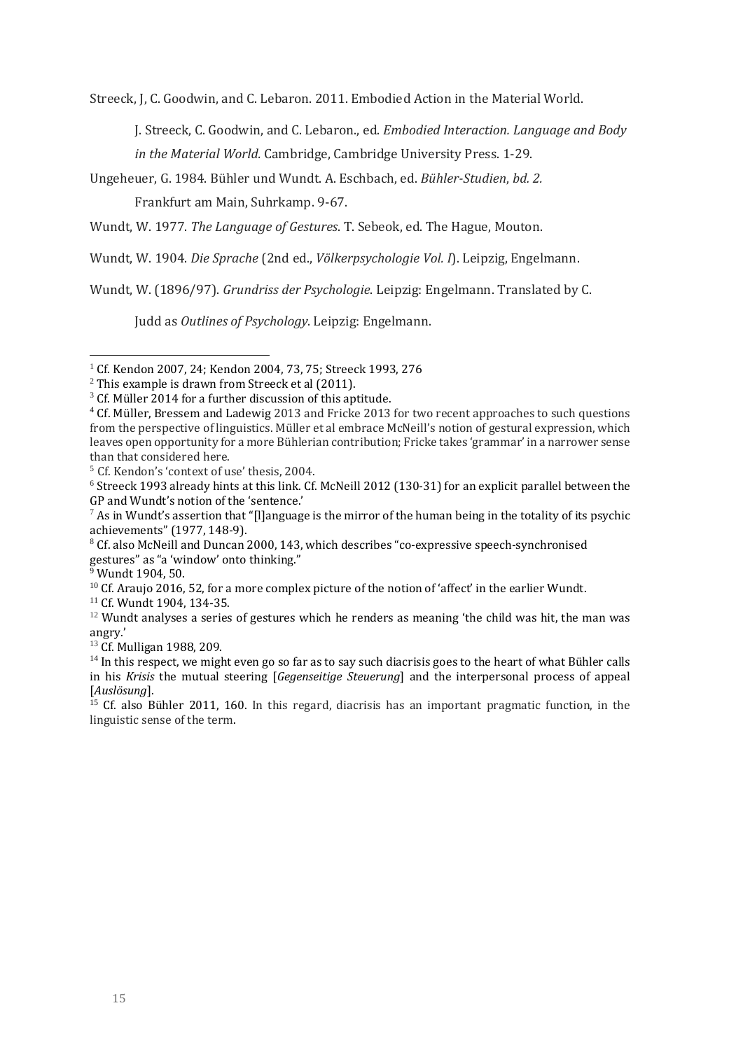Streeck, J, C. Goodwin, and C. Lebaron. 2011. Embodied Action in the Material World.

J. Streeck, C. Goodwin, and C. Lebaron., ed. *Embodied Interaction. Language and Body in the Material World*. Cambridge, Cambridge University Press. 1-29.

Ungeheuer, G. 1984. Bühler und Wundt. A. Eschbach, ed. *Bühler-Studien*, *bd. 2.* Frankfurt am Main, Suhrkamp. 9-67.

Wundt, W. 1977. *The Language of Gestures*. T. Sebeok, ed. The Hague, Mouton.

Wundt, W. 1904. *Die Sprache* (2nd ed., *Völkerpsychologie Vol. I*). Leipzig, Engelmann.

Wundt, W. (1896/97). *Grundriss der Psychologie*. Leipzig: Engelmann. Translated by C. Judd as *Outlines of Psychology*. Leipzig: Engelmann.

---

[1] Cf. Kendon 2007, 24; Kendon 2004, 73, 75; Streeck 1993, 276

[2] This example is drawn from Streeck et al (2011).

[3] Cf. Müller 2014 for a further discussion of this aptitude.

[4] Cf. Müller, Bressem and Ladewig 2013 and Fricke 2013 for two recent approaches to such questions from the perspective of linguistics. Müller et al embrace McNeill's notion of gestural expression, which leaves open opportunity for a more Bühlerian contribution; Fricke takes 'grammar' in a narrower sense than that considered here.

[5] Cf. Kendon's 'context of use' thesis, 2004.

[6] Streeck 1993 already hints at this link. Cf. McNeill 2012 (130-31) for an explicit parallel between the GP and Wundt's notion of the 'sentence.'

[7] As in Wundt's assertion that "[l]anguage is the mirror of the human being in the totality of its psychic achievements" (1977, 148-9).

[8] Cf. also McNeill and Duncan 2000, 143, which describes "co-expressive speech-synchronised gestures" as "a 'window' onto thinking."

[9] Wundt 1904, 50.

[10] Cf. Araujo 2016, 52, for a more complex picture of the notion of 'affect' in the earlier Wundt.

[11] Cf. Wundt 1904, 134-35.

[12] Wundt analyses a series of gestures which he renders as meaning 'the child was hit, the man was angry.'

[13] Cf. Mulligan 1988, 209.

[14] In this respect, we might even go so far as to say such diacrisis goes to the heart of what Bühler calls in his *Krisis* the mutual steering [*Gegenseitige Steuerung*] and the interpersonal process of appeal [*Auslösung*].

[15] Cf. also Bühler 2011, 160. In this regard, diacrisis has an important pragmatic function, in the linguistic sense of the term.